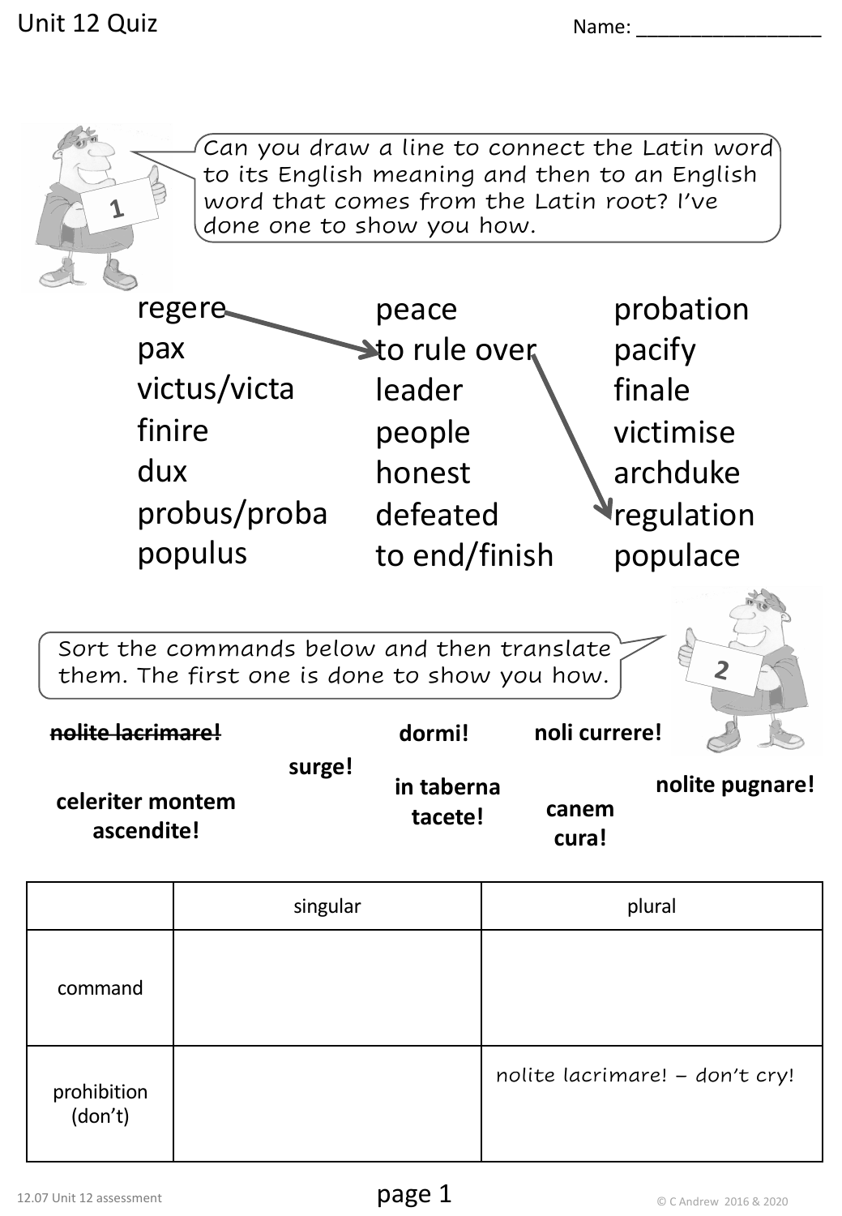Unit 12 Quiz

Name: ________________

**1** Can you draw a line to connect the Latin word to its English meaning and then to an English word that comes from the Latin root? I've done one to show you how.

| Latin | English meaning | English word |
| --- | --- | --- |
| regere | peace | probation |
| pax | to rule over | pacify |
| victus/victa | leader | finale |
| finire | people | victimise |
| dux | honest | archduke |
| probus/proba | defeated | regulation |
| populus | to end/finish | populace |

(Example: regere → to rule over → regulation)

**2** Sort the commands below and then translate them. The first one is done to show you how.

~~nolite lacrimare!~~ **dormi!** **noli currere!** **surge!** **in taberna tacete!** **nolite pugnare!** **celeriter montem ascendite!** **canem cura!**

| | singular | plural |
| --- | --- | --- |
| command | | |
| prohibition (don't) | | nolite lacrimare! – don't cry! |

12.07 Unit 12 assessment

© C Andrew 2016 & 2020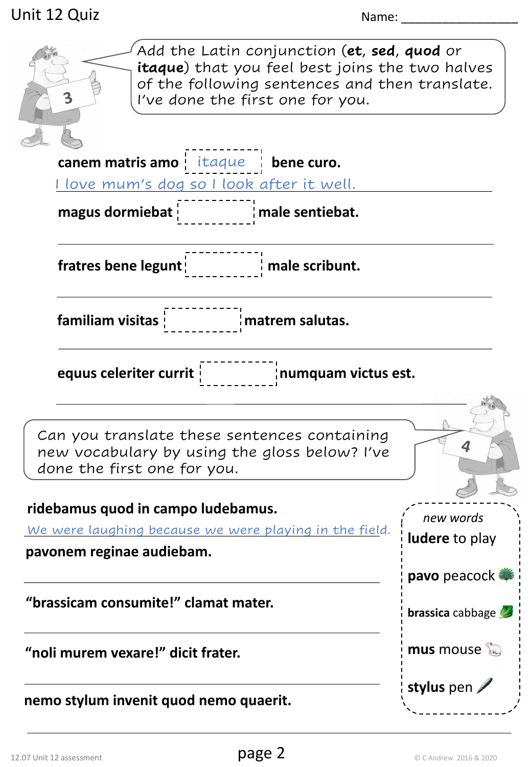# Unit 12 Quiz

Name: ________________

**3**

Add the Latin conjunction (**et**, **sed**, **quod** or **itaque**) that you feel best joins the two halves of the following sentences and then translate. I've done the first one for you.

**canem matris amo** [ itaque ] **bene curo.**

I love mum's dog so I look after it well.

**magus dormiebat** [ &nbsp;&nbsp;&nbsp;&nbsp;&nbsp;&nbsp;&nbsp;&nbsp; ] **male sentiebat.**

_______________________________________________

**fratres bene legunt** [ &nbsp;&nbsp;&nbsp;&nbsp;&nbsp;&nbsp;&nbsp;&nbsp; ] **male scribunt.**

_______________________________________________

**familiam visitas** [ &nbsp;&nbsp;&nbsp;&nbsp;&nbsp;&nbsp;&nbsp;&nbsp; ] **matrem salutas.**

_______________________________________________

**equus celeriter currit** [ &nbsp;&nbsp;&nbsp;&nbsp;&nbsp;&nbsp;&nbsp;&nbsp; ] **numquam victus est.**

_______________________________________________

**4**

Can you translate these sentences containing new vocabulary by using the gloss below? I've done the first one for you.

**ridebamus quod in campo ludebamus.**

We were laughing because we were playing in the field.

**pavonem reginae audiebam.**

_______________________________________________

**"brassicam consumite!" clamat mater.**

_______________________________________________

**"noli murem vexare!" dicit frater.**

_______________________________________________

**nemo stylum invenit quod nemo quaerit.**

_______________________________________________

*new words*

- **ludere** to play
- **pavo** peacock
- **brassica** cabbage
- **mus** mouse
- **stylus** pen

12.07 Unit 12 assessment

© C Andrew 2016 & 2020